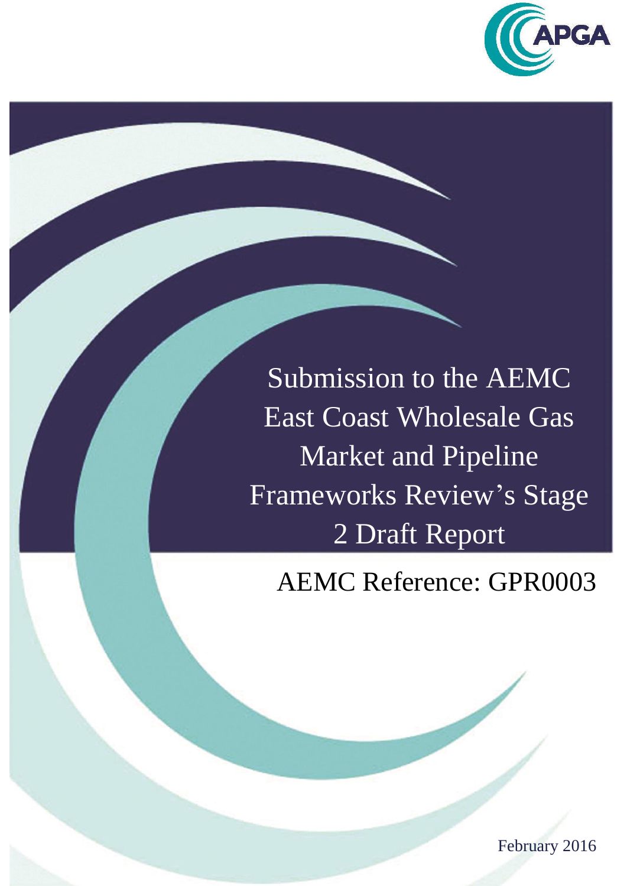APGA

# Submission to the AEMC East Coast Wholesale Gas Market and Pipeline Frameworks Review's Stage 2 Draft Report

AEMC Reference: GPR0003

February 2016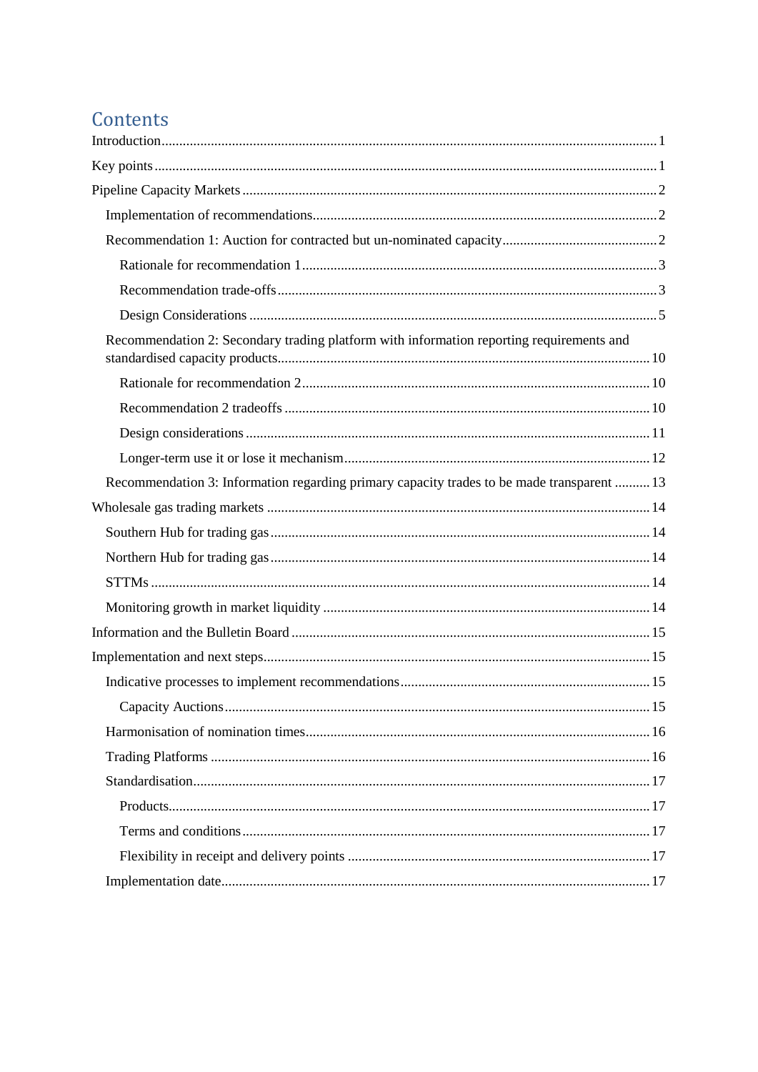# Contents

Introduction ... 1

Key points ... 1

Pipeline Capacity Markets ... 2

- Implementation of recommendations ... 2
- Recommendation 1: Auction for contracted but un-nominated capacity ... 2
  - Rationale for recommendation 1 ... 3
  - Recommendation trade-offs ... 3
  - Design Considerations ... 5
- Recommendation 2: Secondary trading platform with information reporting requirements and standardised capacity products ... 10
  - Rationale for recommendation 2 ... 10
  - Recommendation 2 tradeoffs ... 10
  - Design considerations ... 11
  - Longer-term use it or lose it mechanism ... 12
- Recommendation 3: Information regarding primary capacity trades to be made transparent ... 13

Wholesale gas trading markets ... 14

- Southern Hub for trading gas ... 14
- Northern Hub for trading gas ... 14
- STTMs ... 14
- Monitoring growth in market liquidity ... 14

Information and the Bulletin Board ... 15

Implementation and next steps ... 15

- Indicative processes to implement recommendations ... 15
  - Capacity Auctions ... 15
- Harmonisation of nomination times ... 16
- Trading Platforms ... 16
- Standardisation ... 17
  - Products ... 17
  - Terms and conditions ... 17
  - Flexibility in receipt and delivery points ... 17
- Implementation date ... 17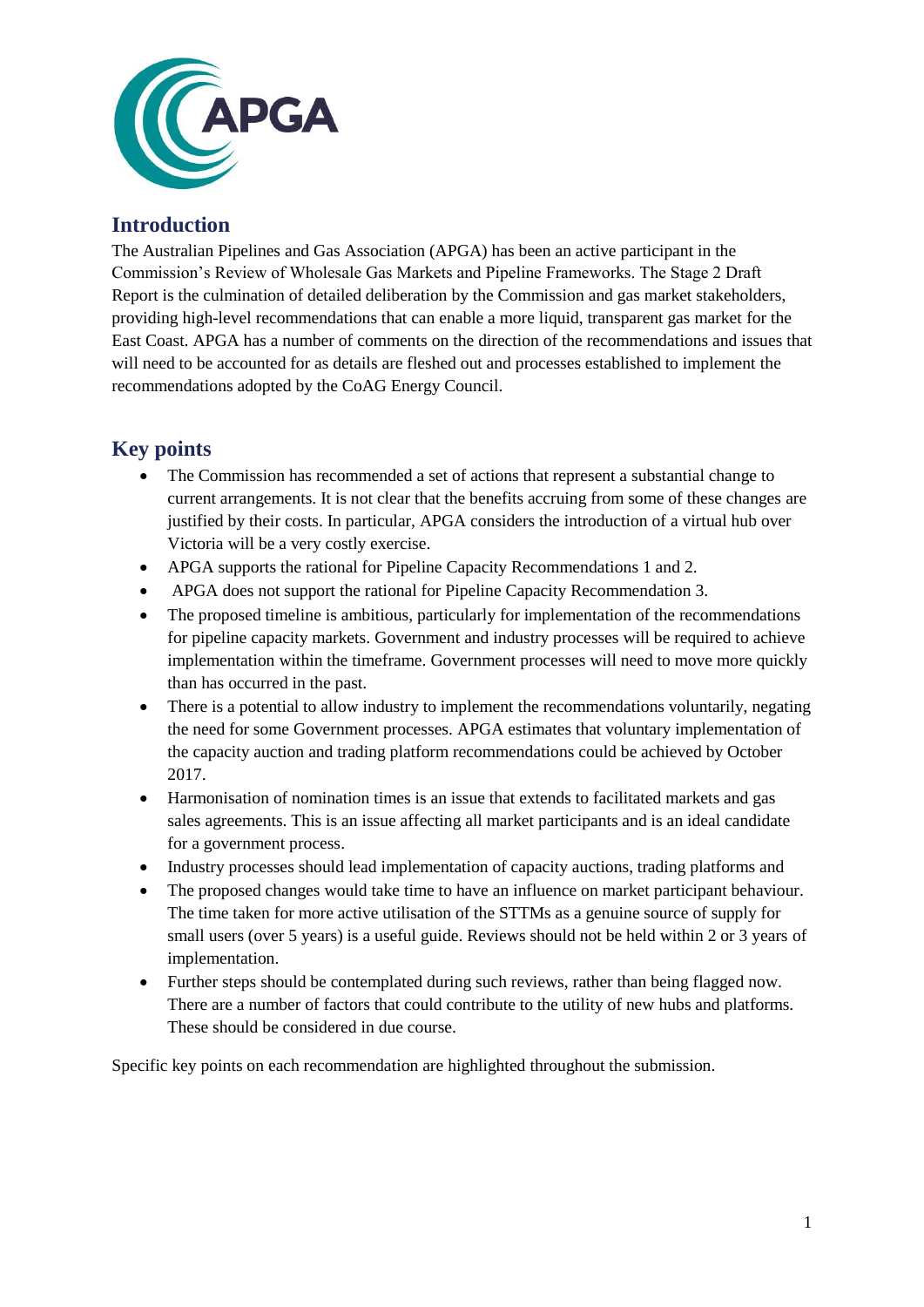## Introduction

The Australian Pipelines and Gas Association (APGA) has been an active participant in the Commission's Review of Wholesale Gas Markets and Pipeline Frameworks. The Stage 2 Draft Report is the culmination of detailed deliberation by the Commission and gas market stakeholders, providing high-level recommendations that can enable a more liquid, transparent gas market for the East Coast. APGA has a number of comments on the direction of the recommendations and issues that will need to be accounted for as details are fleshed out and processes established to implement the recommendations adopted by the CoAG Energy Council.

## Key points

- The Commission has recommended a set of actions that represent a substantial change to current arrangements. It is not clear that the benefits accruing from some of these changes are justified by their costs. In particular, APGA considers the introduction of a virtual hub over Victoria will be a very costly exercise.
- APGA supports the rational for Pipeline Capacity Recommendations 1 and 2.
- APGA does not support the rational for Pipeline Capacity Recommendation 3.
- The proposed timeline is ambitious, particularly for implementation of the recommendations for pipeline capacity markets. Government and industry processes will be required to achieve implementation within the timeframe. Government processes will need to move more quickly than has occurred in the past.
- There is a potential to allow industry to implement the recommendations voluntarily, negating the need for some Government processes. APGA estimates that voluntary implementation of the capacity auction and trading platform recommendations could be achieved by October 2017.
- Harmonisation of nomination times is an issue that extends to facilitated markets and gas sales agreements. This is an issue affecting all market participants and is an ideal candidate for a government process.
- Industry processes should lead implementation of capacity auctions, trading platforms and
- The proposed changes would take time to have an influence on market participant behaviour. The time taken for more active utilisation of the STTMs as a genuine source of supply for small users (over 5 years) is a useful guide. Reviews should not be held within 2 or 3 years of implementation.
- Further steps should be contemplated during such reviews, rather than being flagged now. There are a number of factors that could contribute to the utility of new hubs and platforms. These should be considered in due course.

Specific key points on each recommendation are highlighted throughout the submission.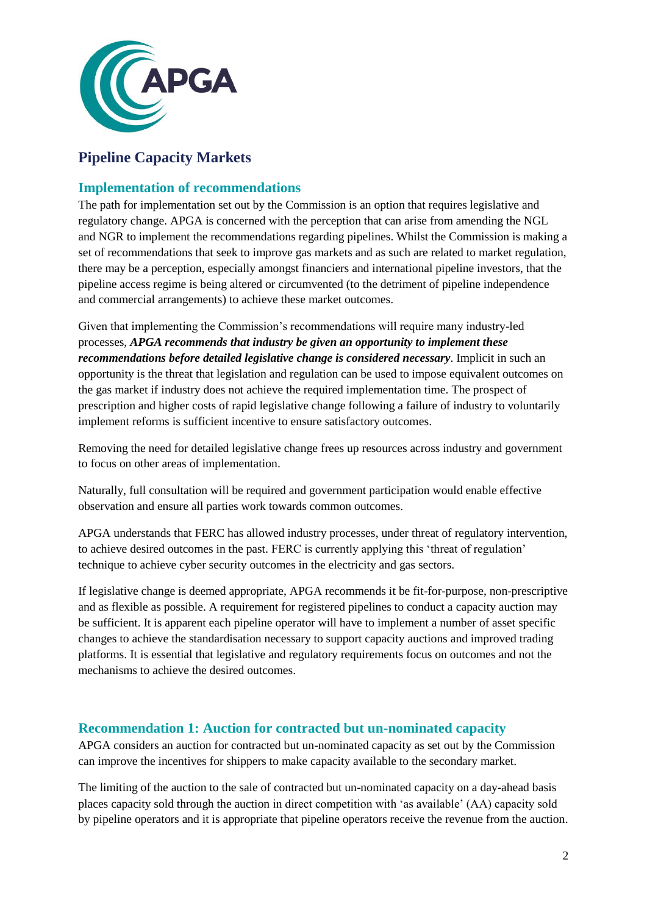## Pipeline Capacity Markets

### Implementation of recommendations

The path for implementation set out by the Commission is an option that requires legislative and regulatory change. APGA is concerned with the perception that can arise from amending the NGL and NGR to implement the recommendations regarding pipelines. Whilst the Commission is making a set of recommendations that seek to improve gas markets and as such are related to market regulation, there may be a perception, especially amongst financiers and international pipeline investors, that the pipeline access regime is being altered or circumvented (to the detriment of pipeline independence and commercial arrangements) to achieve these market outcomes.

Given that implementing the Commission's recommendations will require many industry-led processes, ***APGA recommends that industry be given an opportunity to implement these recommendations before detailed legislative change is considered necessary***. Implicit in such an opportunity is the threat that legislation and regulation can be used to impose equivalent outcomes on the gas market if industry does not achieve the required implementation time. The prospect of prescription and higher costs of rapid legislative change following a failure of industry to voluntarily implement reforms is sufficient incentive to ensure satisfactory outcomes.

Removing the need for detailed legislative change frees up resources across industry and government to focus on other areas of implementation.

Naturally, full consultation will be required and government participation would enable effective observation and ensure all parties work towards common outcomes.

APGA understands that FERC has allowed industry processes, under threat of regulatory intervention, to achieve desired outcomes in the past. FERC is currently applying this 'threat of regulation' technique to achieve cyber security outcomes in the electricity and gas sectors.

If legislative change is deemed appropriate, APGA recommends it be fit-for-purpose, non-prescriptive and as flexible as possible. A requirement for registered pipelines to conduct a capacity auction may be sufficient. It is apparent each pipeline operator will have to implement a number of asset specific changes to achieve the standardisation necessary to support capacity auctions and improved trading platforms. It is essential that legislative and regulatory requirements focus on outcomes and not the mechanisms to achieve the desired outcomes.

### Recommendation 1: Auction for contracted but un-nominated capacity

APGA considers an auction for contracted but un-nominated capacity as set out by the Commission can improve the incentives for shippers to make capacity available to the secondary market.

The limiting of the auction to the sale of contracted but un-nominated capacity on a day-ahead basis places capacity sold through the auction in direct competition with 'as available' (AA) capacity sold by pipeline operators and it is appropriate that pipeline operators receive the revenue from the auction.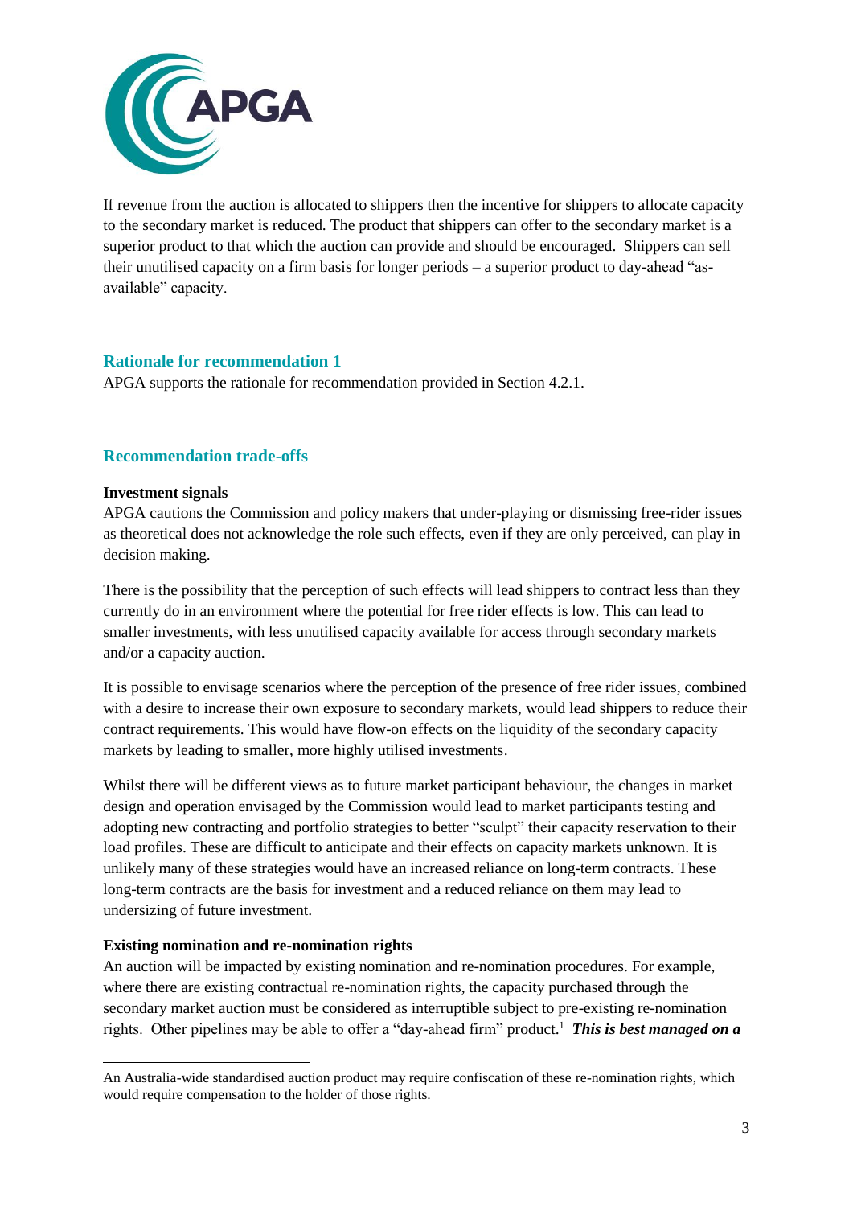If revenue from the auction is allocated to shippers then the incentive for shippers to allocate capacity to the secondary market is reduced. The product that shippers can offer to the secondary market is a superior product to that which the auction can provide and should be encouraged. Shippers can sell their unutilised capacity on a firm basis for longer periods – a superior product to day-ahead "as-available" capacity.

## Rationale for recommendation 1

APGA supports the rationale for recommendation provided in Section 4.2.1.

## Recommendation trade-offs

**Investment signals**

APGA cautions the Commission and policy makers that under-playing or dismissing free-rider issues as theoretical does not acknowledge the role such effects, even if they are only perceived, can play in decision making.

There is the possibility that the perception of such effects will lead shippers to contract less than they currently do in an environment where the potential for free rider effects is low. This can lead to smaller investments, with less unutilised capacity available for access through secondary markets and/or a capacity auction.

It is possible to envisage scenarios where the perception of the presence of free rider issues, combined with a desire to increase their own exposure to secondary markets, would lead shippers to reduce their contract requirements. This would have flow-on effects on the liquidity of the secondary capacity markets by leading to smaller, more highly utilised investments.

Whilst there will be different views as to future market participant behaviour, the changes in market design and operation envisaged by the Commission would lead to market participants testing and adopting new contracting and portfolio strategies to better "sculpt" their capacity reservation to their load profiles. These are difficult to anticipate and their effects on capacity markets unknown. It is unlikely many of these strategies would have an increased reliance on long-term contracts. These long-term contracts are the basis for investment and a reduced reliance on them may lead to undersizing of future investment.

**Existing nomination and re-nomination rights**

An auction will be impacted by existing nomination and re-nomination procedures. For example, where there are existing contractual re-nomination rights, the capacity purchased through the secondary market auction must be considered as interruptible subject to pre-existing re-nomination rights. Other pipelines may be able to offer a "day-ahead firm" product.[1] ***This is best managed on a***

[1] An Australia-wide standardised auction product may require confiscation of these re-nomination rights, which would require compensation to the holder of those rights.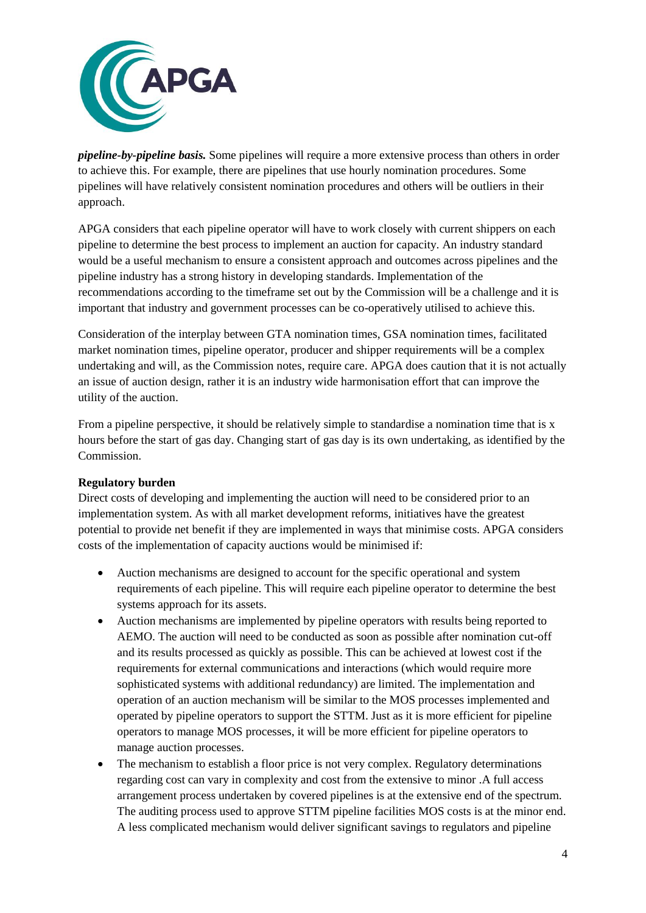***pipeline-by-pipeline basis.*** Some pipelines will require a more extensive process than others in order to achieve this. For example, there are pipelines that use hourly nomination procedures. Some pipelines will have relatively consistent nomination procedures and others will be outliers in their approach.

APGA considers that each pipeline operator will have to work closely with current shippers on each pipeline to determine the best process to implement an auction for capacity. An industry standard would be a useful mechanism to ensure a consistent approach and outcomes across pipelines and the pipeline industry has a strong history in developing standards. Implementation of the recommendations according to the timeframe set out by the Commission will be a challenge and it is important that industry and government processes can be co-operatively utilised to achieve this.

Consideration of the interplay between GTA nomination times, GSA nomination times, facilitated market nomination times, pipeline operator, producer and shipper requirements will be a complex undertaking and will, as the Commission notes, require care. APGA does caution that it is not actually an issue of auction design, rather it is an industry wide harmonisation effort that can improve the utility of the auction.

From a pipeline perspective, it should be relatively simple to standardise a nomination time that is x hours before the start of gas day. Changing start of gas day is its own undertaking, as identified by the Commission.

**Regulatory burden**

Direct costs of developing and implementing the auction will need to be considered prior to an implementation system. As with all market development reforms, initiatives have the greatest potential to provide net benefit if they are implemented in ways that minimise costs. APGA considers costs of the implementation of capacity auctions would be minimised if:

- Auction mechanisms are designed to account for the specific operational and system requirements of each pipeline. This will require each pipeline operator to determine the best systems approach for its assets.
- Auction mechanisms are implemented by pipeline operators with results being reported to AEMO. The auction will need to be conducted as soon as possible after nomination cut-off and its results processed as quickly as possible. This can be achieved at lowest cost if the requirements for external communications and interactions (which would require more sophisticated systems with additional redundancy) are limited. The implementation and operation of an auction mechanism will be similar to the MOS processes implemented and operated by pipeline operators to support the STTM. Just as it is more efficient for pipeline operators to manage MOS processes, it will be more efficient for pipeline operators to manage auction processes.
- The mechanism to establish a floor price is not very complex. Regulatory determinations regarding cost can vary in complexity and cost from the extensive to minor .A full access arrangement process undertaken by covered pipelines is at the extensive end of the spectrum. The auditing process used to approve STTM pipeline facilities MOS costs is at the minor end. A less complicated mechanism would deliver significant savings to regulators and pipeline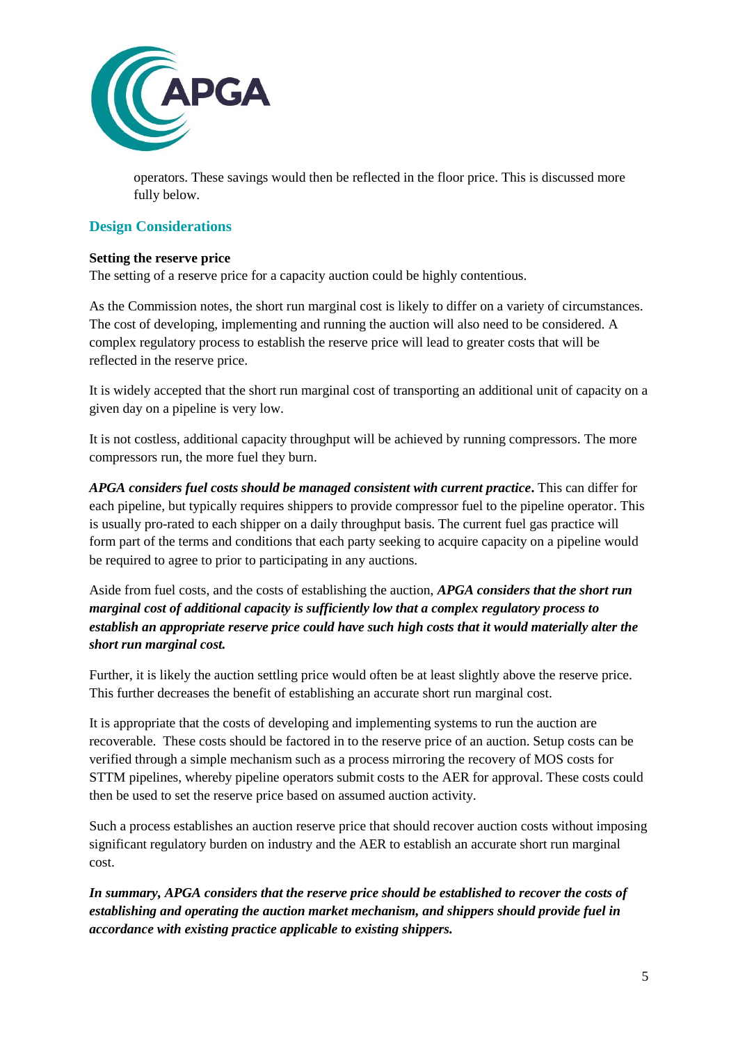operators. These savings would then be reflected in the floor price. This is discussed more fully below.

## Design Considerations

**Setting the reserve price**

The setting of a reserve price for a capacity auction could be highly contentious.

As the Commission notes, the short run marginal cost is likely to differ on a variety of circumstances. The cost of developing, implementing and running the auction will also need to be considered. A complex regulatory process to establish the reserve price will lead to greater costs that will be reflected in the reserve price.

It is widely accepted that the short run marginal cost of transporting an additional unit of capacity on a given day on a pipeline is very low.

It is not costless, additional capacity throughput will be achieved by running compressors. The more compressors run, the more fuel they burn.

***APGA considers fuel costs should be managed consistent with current practice*.** This can differ for each pipeline, but typically requires shippers to provide compressor fuel to the pipeline operator. This is usually pro-rated to each shipper on a daily throughput basis. The current fuel gas practice will form part of the terms and conditions that each party seeking to acquire capacity on a pipeline would be required to agree to prior to participating in any auctions.

Aside from fuel costs, and the costs of establishing the auction, ***APGA considers that the short run marginal cost of additional capacity is sufficiently low that a complex regulatory process to establish an appropriate reserve price could have such high costs that it would materially alter the short run marginal cost.***

Further, it is likely the auction settling price would often be at least slightly above the reserve price. This further decreases the benefit of establishing an accurate short run marginal cost.

It is appropriate that the costs of developing and implementing systems to run the auction are recoverable. These costs should be factored in to the reserve price of an auction. Setup costs can be verified through a simple mechanism such as a process mirroring the recovery of MOS costs for STTM pipelines, whereby pipeline operators submit costs to the AER for approval. These costs could then be used to set the reserve price based on assumed auction activity.

Such a process establishes an auction reserve price that should recover auction costs without imposing significant regulatory burden on industry and the AER to establish an accurate short run marginal cost.

***In summary, APGA considers that the reserve price should be established to recover the costs of establishing and operating the auction market mechanism, and shippers should provide fuel in accordance with existing practice applicable to existing shippers.***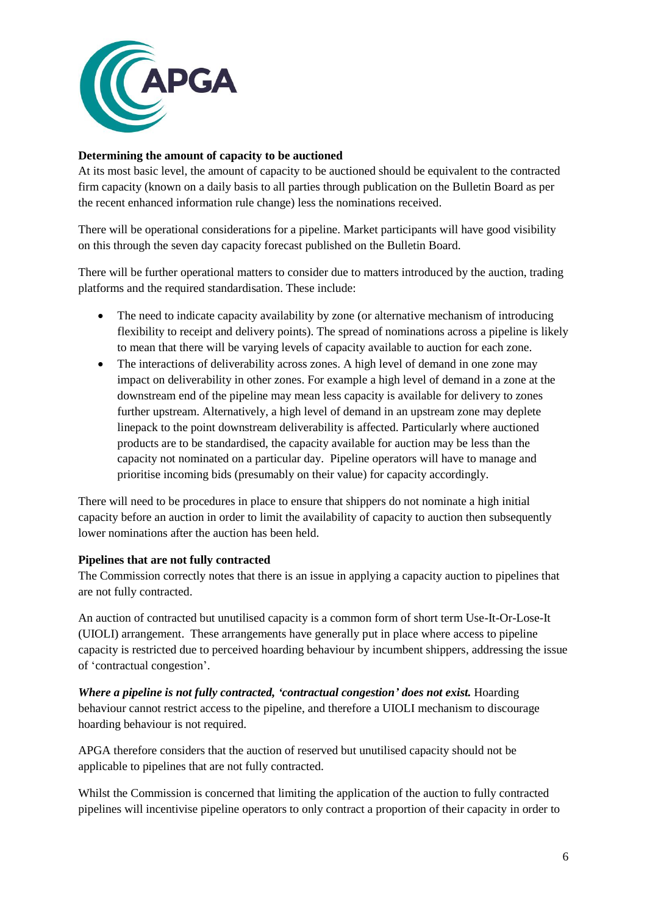**Determining the amount of capacity to be auctioned**

At its most basic level, the amount of capacity to be auctioned should be equivalent to the contracted firm capacity (known on a daily basis to all parties through publication on the Bulletin Board as per the recent enhanced information rule change) less the nominations received.

There will be operational considerations for a pipeline. Market participants will have good visibility on this through the seven day capacity forecast published on the Bulletin Board.

There will be further operational matters to consider due to matters introduced by the auction, trading platforms and the required standardisation. These include:

- The need to indicate capacity availability by zone (or alternative mechanism of introducing flexibility to receipt and delivery points). The spread of nominations across a pipeline is likely to mean that there will be varying levels of capacity available to auction for each zone.
- The interactions of deliverability across zones. A high level of demand in one zone may impact on deliverability in other zones. For example a high level of demand in a zone at the downstream end of the pipeline may mean less capacity is available for delivery to zones further upstream. Alternatively, a high level of demand in an upstream zone may deplete linepack to the point downstream deliverability is affected. Particularly where auctioned products are to be standardised, the capacity available for auction may be less than the capacity not nominated on a particular day. Pipeline operators will have to manage and prioritise incoming bids (presumably on their value) for capacity accordingly.

There will need to be procedures in place to ensure that shippers do not nominate a high initial capacity before an auction in order to limit the availability of capacity to auction then subsequently lower nominations after the auction has been held.

**Pipelines that are not fully contracted**

The Commission correctly notes that there is an issue in applying a capacity auction to pipelines that are not fully contracted.

An auction of contracted but unutilised capacity is a common form of short term Use-It-Or-Lose-It (UIOLI) arrangement. These arrangements have generally put in place where access to pipeline capacity is restricted due to perceived hoarding behaviour by incumbent shippers, addressing the issue of 'contractual congestion'.

***Where a pipeline is not fully contracted, 'contractual congestion' does not exist.*** Hoarding behaviour cannot restrict access to the pipeline, and therefore a UIOLI mechanism to discourage hoarding behaviour is not required.

APGA therefore considers that the auction of reserved but unutilised capacity should not be applicable to pipelines that are not fully contracted.

Whilst the Commission is concerned that limiting the application of the auction to fully contracted pipelines will incentivise pipeline operators to only contract a proportion of their capacity in order to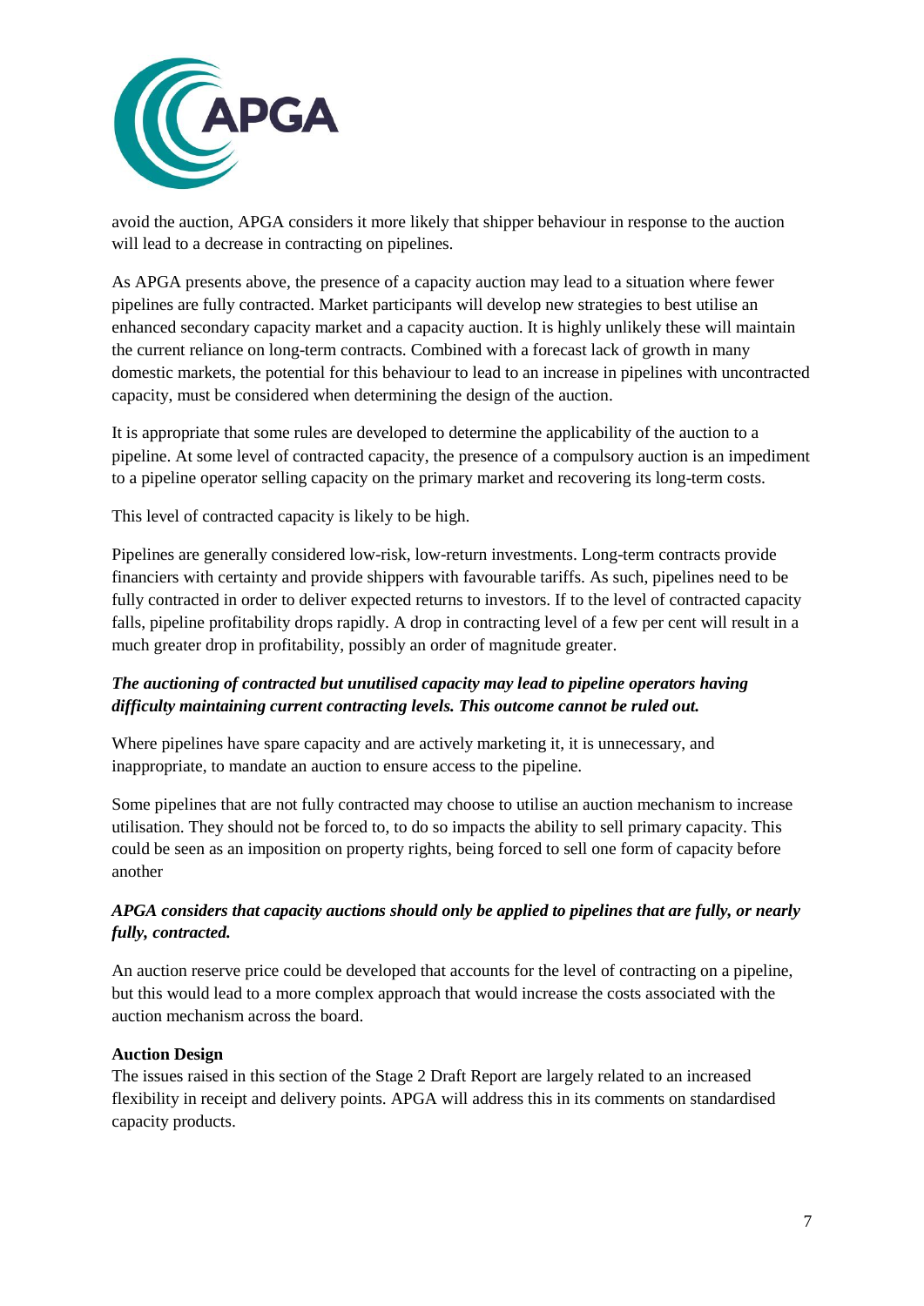avoid the auction, APGA considers it more likely that shipper behaviour in response to the auction will lead to a decrease in contracting on pipelines.

As APGA presents above, the presence of a capacity auction may lead to a situation where fewer pipelines are fully contracted. Market participants will develop new strategies to best utilise an enhanced secondary capacity market and a capacity auction. It is highly unlikely these will maintain the current reliance on long-term contracts. Combined with a forecast lack of growth in many domestic markets, the potential for this behaviour to lead to an increase in pipelines with uncontracted capacity, must be considered when determining the design of the auction.

It is appropriate that some rules are developed to determine the applicability of the auction to a pipeline. At some level of contracted capacity, the presence of a compulsory auction is an impediment to a pipeline operator selling capacity on the primary market and recovering its long-term costs.

This level of contracted capacity is likely to be high.

Pipelines are generally considered low-risk, low-return investments. Long-term contracts provide financiers with certainty and provide shippers with favourable tariffs. As such, pipelines need to be fully contracted in order to deliver expected returns to investors. If to the level of contracted capacity falls, pipeline profitability drops rapidly. A drop in contracting level of a few per cent will result in a much greater drop in profitability, possibly an order of magnitude greater.

***The auctioning of contracted but unutilised capacity may lead to pipeline operators having difficulty maintaining current contracting levels. This outcome cannot be ruled out.***

Where pipelines have spare capacity and are actively marketing it, it is unnecessary, and inappropriate, to mandate an auction to ensure access to the pipeline.

Some pipelines that are not fully contracted may choose to utilise an auction mechanism to increase utilisation. They should not be forced to, to do so impacts the ability to sell primary capacity. This could be seen as an imposition on property rights, being forced to sell one form of capacity before another

***APGA considers that capacity auctions should only be applied to pipelines that are fully, or nearly fully, contracted.***

An auction reserve price could be developed that accounts for the level of contracting on a pipeline, but this would lead to a more complex approach that would increase the costs associated with the auction mechanism across the board.

**Auction Design**

The issues raised in this section of the Stage 2 Draft Report are largely related to an increased flexibility in receipt and delivery points. APGA will address this in its comments on standardised capacity products.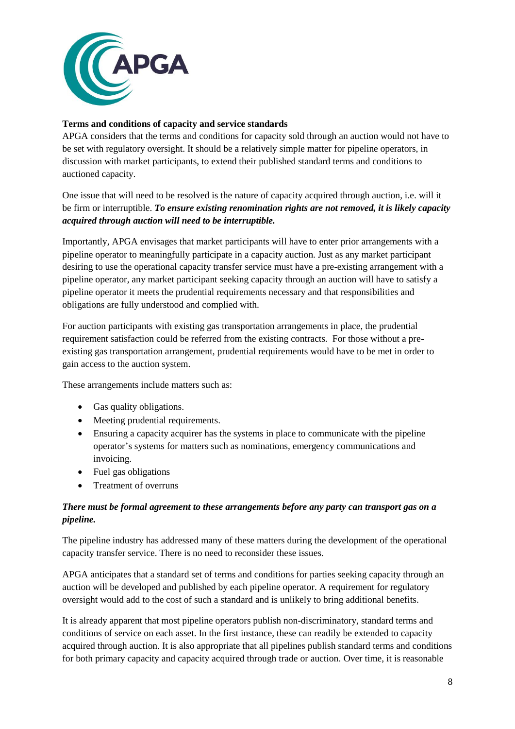**Terms and conditions of capacity and service standards**

APGA considers that the terms and conditions for capacity sold through an auction would not have to be set with regulatory oversight. It should be a relatively simple matter for pipeline operators, in discussion with market participants, to extend their published standard terms and conditions to auctioned capacity.

One issue that will need to be resolved is the nature of capacity acquired through auction, i.e. will it be firm or interruptible. ***To ensure existing renomination rights are not removed, it is likely capacity acquired through auction will need to be interruptible.***

Importantly, APGA envisages that market participants will have to enter prior arrangements with a pipeline operator to meaningfully participate in a capacity auction. Just as any market participant desiring to use the operational capacity transfer service must have a pre-existing arrangement with a pipeline operator, any market participant seeking capacity through an auction will have to satisfy a pipeline operator it meets the prudential requirements necessary and that responsibilities and obligations are fully understood and complied with.

For auction participants with existing gas transportation arrangements in place, the prudential requirement satisfaction could be referred from the existing contracts. For those without a pre-existing gas transportation arrangement, prudential requirements would have to be met in order to gain access to the auction system.

These arrangements include matters such as:

- Gas quality obligations.
- Meeting prudential requirements.
- Ensuring a capacity acquirer has the systems in place to communicate with the pipeline operator's systems for matters such as nominations, emergency communications and invoicing.
- Fuel gas obligations
- Treatment of overruns

***There must be formal agreement to these arrangements before any party can transport gas on a pipeline.***

The pipeline industry has addressed many of these matters during the development of the operational capacity transfer service. There is no need to reconsider these issues.

APGA anticipates that a standard set of terms and conditions for parties seeking capacity through an auction will be developed and published by each pipeline operator. A requirement for regulatory oversight would add to the cost of such a standard and is unlikely to bring additional benefits.

It is already apparent that most pipeline operators publish non-discriminatory, standard terms and conditions of service on each asset. In the first instance, these can readily be extended to capacity acquired through auction. It is also appropriate that all pipelines publish standard terms and conditions for both primary capacity and capacity acquired through trade or auction. Over time, it is reasonable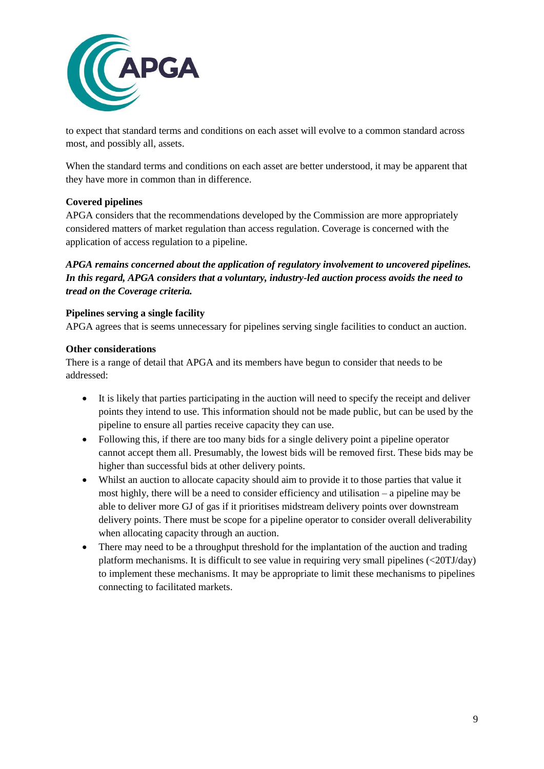to expect that standard terms and conditions on each asset will evolve to a common standard across most, and possibly all, assets.

When the standard terms and conditions on each asset are better understood, it may be apparent that they have more in common than in difference.

**Covered pipelines**

APGA considers that the recommendations developed by the Commission are more appropriately considered matters of market regulation than access regulation. Coverage is concerned with the application of access regulation to a pipeline.

***APGA remains concerned about the application of regulatory involvement to uncovered pipelines. In this regard, APGA considers that a voluntary, industry-led auction process avoids the need to tread on the Coverage criteria.***

**Pipelines serving a single facility**

APGA agrees that is seems unnecessary for pipelines serving single facilities to conduct an auction.

**Other considerations**

There is a range of detail that APGA and its members have begun to consider that needs to be addressed:

- It is likely that parties participating in the auction will need to specify the receipt and deliver points they intend to use. This information should not be made public, but can be used by the pipeline to ensure all parties receive capacity they can use.
- Following this, if there are too many bids for a single delivery point a pipeline operator cannot accept them all. Presumably, the lowest bids will be removed first. These bids may be higher than successful bids at other delivery points.
- Whilst an auction to allocate capacity should aim to provide it to those parties that value it most highly, there will be a need to consider efficiency and utilisation – a pipeline may be able to deliver more GJ of gas if it prioritises midstream delivery points over downstream delivery points. There must be scope for a pipeline operator to consider overall deliverability when allocating capacity through an auction.
- There may need to be a throughput threshold for the implantation of the auction and trading platform mechanisms. It is difficult to see value in requiring very small pipelines (<20TJ/day) to implement these mechanisms. It may be appropriate to limit these mechanisms to pipelines connecting to facilitated markets.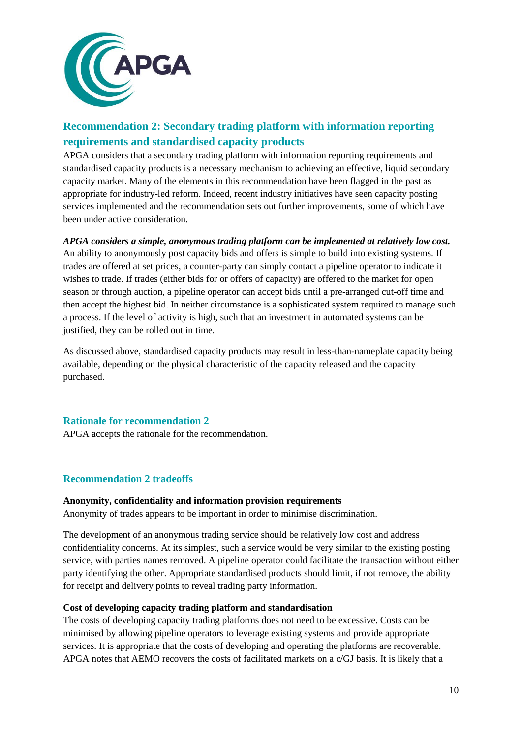## Recommendation 2: Secondary trading platform with information reporting requirements and standardised capacity products

APGA considers that a secondary trading platform with information reporting requirements and standardised capacity products is a necessary mechanism to achieving an effective, liquid secondary capacity market. Many of the elements in this recommendation have been flagged in the past as appropriate for industry-led reform. Indeed, recent industry initiatives have seen capacity posting services implemented and the recommendation sets out further improvements, some of which have been under active consideration.

***APGA considers a simple, anonymous trading platform can be implemented at relatively low cost.*** An ability to anonymously post capacity bids and offers is simple to build into existing systems. If trades are offered at set prices, a counter-party can simply contact a pipeline operator to indicate it wishes to trade. If trades (either bids for or offers of capacity) are offered to the market for open season or through auction, a pipeline operator can accept bids until a pre-arranged cut-off time and then accept the highest bid. In neither circumstance is a sophisticated system required to manage such a process. If the level of activity is high, such that an investment in automated systems can be justified, they can be rolled out in time.

As discussed above, standardised capacity products may result in less-than-nameplate capacity being available, depending on the physical characteristic of the capacity released and the capacity purchased.

### Rationale for recommendation 2

APGA accepts the rationale for the recommendation.

### Recommendation 2 tradeoffs

**Anonymity, confidentiality and information provision requirements**

Anonymity of trades appears to be important in order to minimise discrimination.

The development of an anonymous trading service should be relatively low cost and address confidentiality concerns. At its simplest, such a service would be very similar to the existing posting service, with parties names removed. A pipeline operator could facilitate the transaction without either party identifying the other. Appropriate standardised products should limit, if not remove, the ability for receipt and delivery points to reveal trading party information.

**Cost of developing capacity trading platform and standardisation**

The costs of developing capacity trading platforms does not need to be excessive. Costs can be minimised by allowing pipeline operators to leverage existing systems and provide appropriate services. It is appropriate that the costs of developing and operating the platforms are recoverable. APGA notes that AEMO recovers the costs of facilitated markets on a c/GJ basis. It is likely that a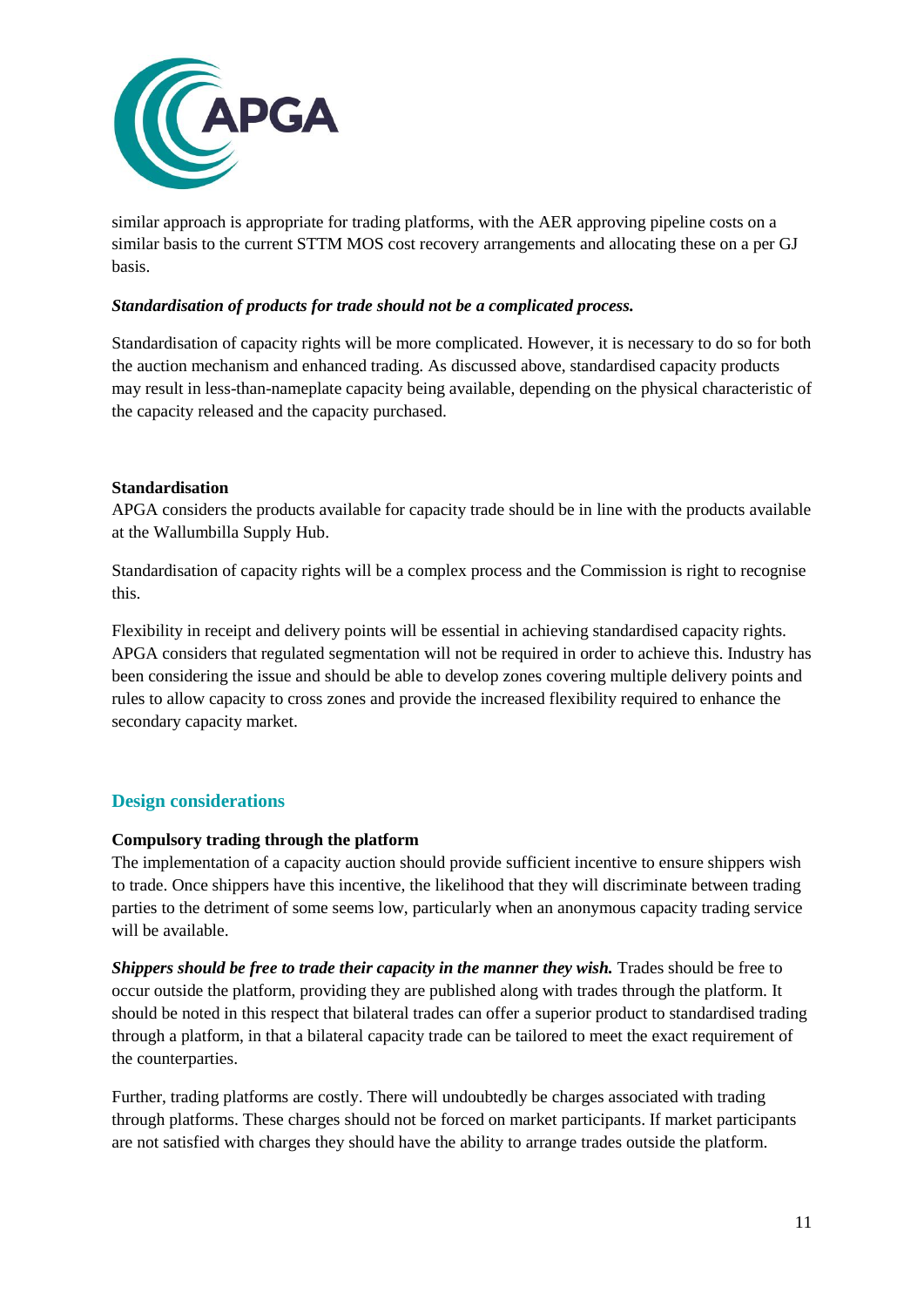similar approach is appropriate for trading platforms, with the AER approving pipeline costs on a similar basis to the current STTM MOS cost recovery arrangements and allocating these on a per GJ basis.

***Standardisation of products for trade should not be a complicated process.***

Standardisation of capacity rights will be more complicated. However, it is necessary to do so for both the auction mechanism and enhanced trading. As discussed above, standardised capacity products may result in less-than-nameplate capacity being available, depending on the physical characteristic of the capacity released and the capacity purchased.

**Standardisation**

APGA considers the products available for capacity trade should be in line with the products available at the Wallumbilla Supply Hub.

Standardisation of capacity rights will be a complex process and the Commission is right to recognise this.

Flexibility in receipt and delivery points will be essential in achieving standardised capacity rights. APGA considers that regulated segmentation will not be required in order to achieve this. Industry has been considering the issue and should be able to develop zones covering multiple delivery points and rules to allow capacity to cross zones and provide the increased flexibility required to enhance the secondary capacity market.

## Design considerations

**Compulsory trading through the platform**

The implementation of a capacity auction should provide sufficient incentive to ensure shippers wish to trade. Once shippers have this incentive, the likelihood that they will discriminate between trading parties to the detriment of some seems low, particularly when an anonymous capacity trading service will be available.

***Shippers should be free to trade their capacity in the manner they wish.*** Trades should be free to occur outside the platform, providing they are published along with trades through the platform. It should be noted in this respect that bilateral trades can offer a superior product to standardised trading through a platform, in that a bilateral capacity trade can be tailored to meet the exact requirement of the counterparties.

Further, trading platforms are costly. There will undoubtedly be charges associated with trading through platforms. These charges should not be forced on market participants. If market participants are not satisfied with charges they should have the ability to arrange trades outside the platform.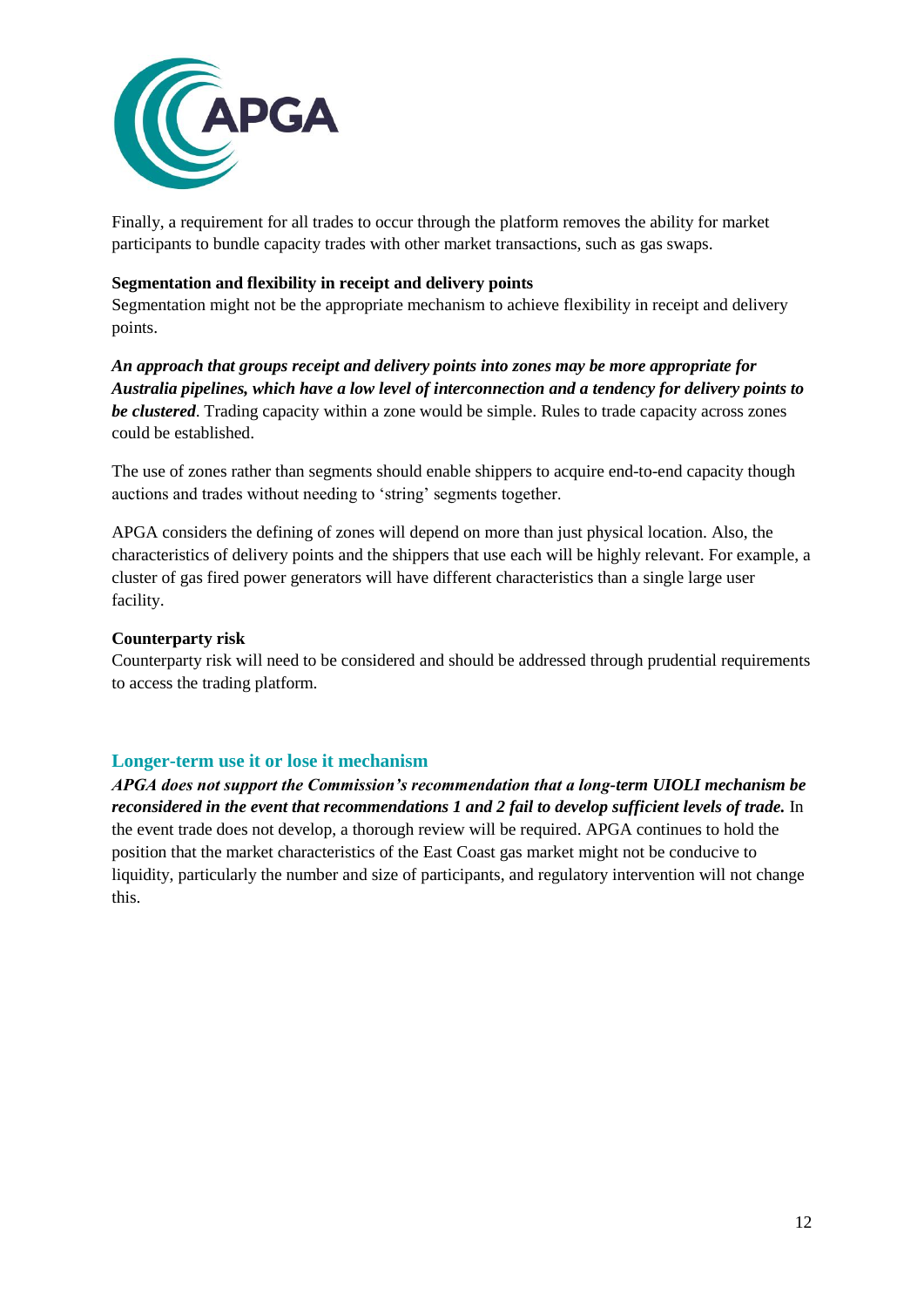Finally, a requirement for all trades to occur through the platform removes the ability for market participants to bundle capacity trades with other market transactions, such as gas swaps.

**Segmentation and flexibility in receipt and delivery points**

Segmentation might not be the appropriate mechanism to achieve flexibility in receipt and delivery points.

***An approach that groups receipt and delivery points into zones may be more appropriate for Australia pipelines, which have a low level of interconnection and a tendency for delivery points to be clustered***. Trading capacity within a zone would be simple. Rules to trade capacity across zones could be established.

The use of zones rather than segments should enable shippers to acquire end-to-end capacity though auctions and trades without needing to 'string' segments together.

APGA considers the defining of zones will depend on more than just physical location. Also, the characteristics of delivery points and the shippers that use each will be highly relevant. For example, a cluster of gas fired power generators will have different characteristics than a single large user facility.

**Counterparty risk**

Counterparty risk will need to be considered and should be addressed through prudential requirements to access the trading platform.

## Longer-term use it or lose it mechanism

***APGA does not support the Commission's recommendation that a long-term UIOLI mechanism be reconsidered in the event that recommendations 1 and 2 fail to develop sufficient levels of trade.*** In the event trade does not develop, a thorough review will be required. APGA continues to hold the position that the market characteristics of the East Coast gas market might not be conducive to liquidity, particularly the number and size of participants, and regulatory intervention will not change this.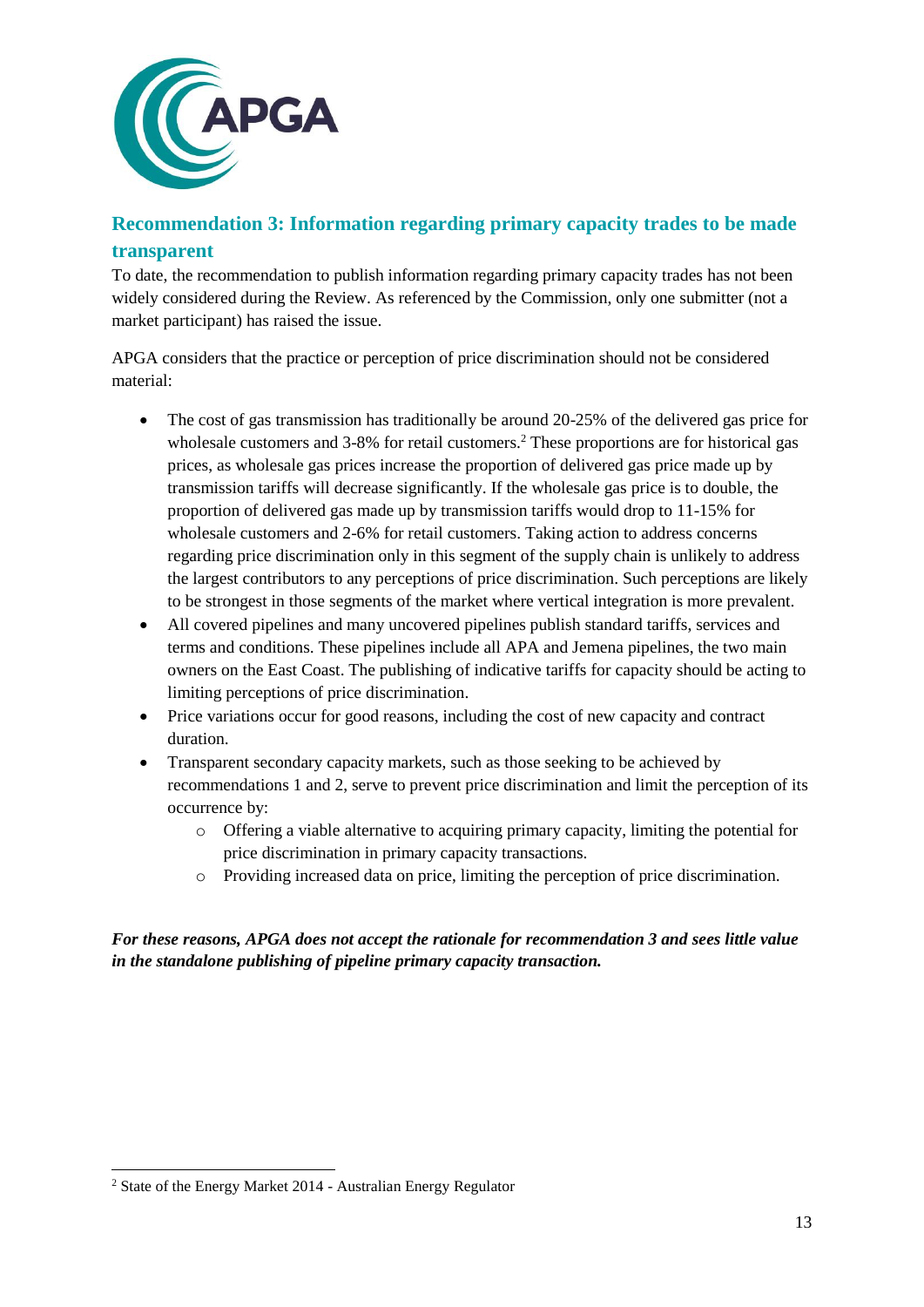## Recommendation 3: Information regarding primary capacity trades to be made transparent

To date, the recommendation to publish information regarding primary capacity trades has not been widely considered during the Review. As referenced by the Commission, only one submitter (not a market participant) has raised the issue.

APGA considers that the practice or perception of price discrimination should not be considered material:

- The cost of gas transmission has traditionally be around 20-25% of the delivered gas price for wholesale customers and 3-8% for retail customers.[2] These proportions are for historical gas prices, as wholesale gas prices increase the proportion of delivered gas price made up by transmission tariffs will decrease significantly. If the wholesale gas price is to double, the proportion of delivered gas made up by transmission tariffs would drop to 11-15% for wholesale customers and 2-6% for retail customers. Taking action to address concerns regarding price discrimination only in this segment of the supply chain is unlikely to address the largest contributors to any perceptions of price discrimination. Such perceptions are likely to be strongest in those segments of the market where vertical integration is more prevalent.
- All covered pipelines and many uncovered pipelines publish standard tariffs, services and terms and conditions. These pipelines include all APA and Jemena pipelines, the two main owners on the East Coast. The publishing of indicative tariffs for capacity should be acting to limiting perceptions of price discrimination.
- Price variations occur for good reasons, including the cost of new capacity and contract duration.
- Transparent secondary capacity markets, such as those seeking to be achieved by recommendations 1 and 2, serve to prevent price discrimination and limit the perception of its occurrence by:
  - Offering a viable alternative to acquiring primary capacity, limiting the potential for price discrimination in primary capacity transactions.
  - Providing increased data on price, limiting the perception of price discrimination.

***For these reasons, APGA does not accept the rationale for recommendation 3 and sees little value in the standalone publishing of pipeline primary capacity transaction.***

[2] State of the Energy Market 2014 - Australian Energy Regulator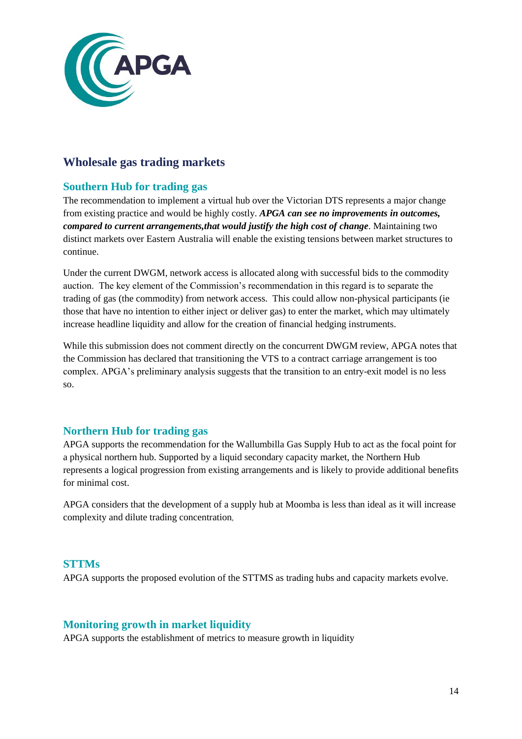## Wholesale gas trading markets

### Southern Hub for trading gas

The recommendation to implement a virtual hub over the Victorian DTS represents a major change from existing practice and would be highly costly. ***APGA can see no improvements in outcomes, compared to current arrangements,that would justify the high cost of change***. Maintaining two distinct markets over Eastern Australia will enable the existing tensions between market structures to continue.

Under the current DWGM, network access is allocated along with successful bids to the commodity auction. The key element of the Commission's recommendation in this regard is to separate the trading of gas (the commodity) from network access. This could allow non-physical participants (ie those that have no intention to either inject or deliver gas) to enter the market, which may ultimately increase headline liquidity and allow for the creation of financial hedging instruments.

While this submission does not comment directly on the concurrent DWGM review, APGA notes that the Commission has declared that transitioning the VTS to a contract carriage arrangement is too complex. APGA's preliminary analysis suggests that the transition to an entry-exit model is no less so.

### Northern Hub for trading gas

APGA supports the recommendation for the Wallumbilla Gas Supply Hub to act as the focal point for a physical northern hub. Supported by a liquid secondary capacity market, the Northern Hub represents a logical progression from existing arrangements and is likely to provide additional benefits for minimal cost.

APGA considers that the development of a supply hub at Moomba is less than ideal as it will increase complexity and dilute trading concentration,

### STTMs

APGA supports the proposed evolution of the STTMS as trading hubs and capacity markets evolve.

### Monitoring growth in market liquidity

APGA supports the establishment of metrics to measure growth in liquidity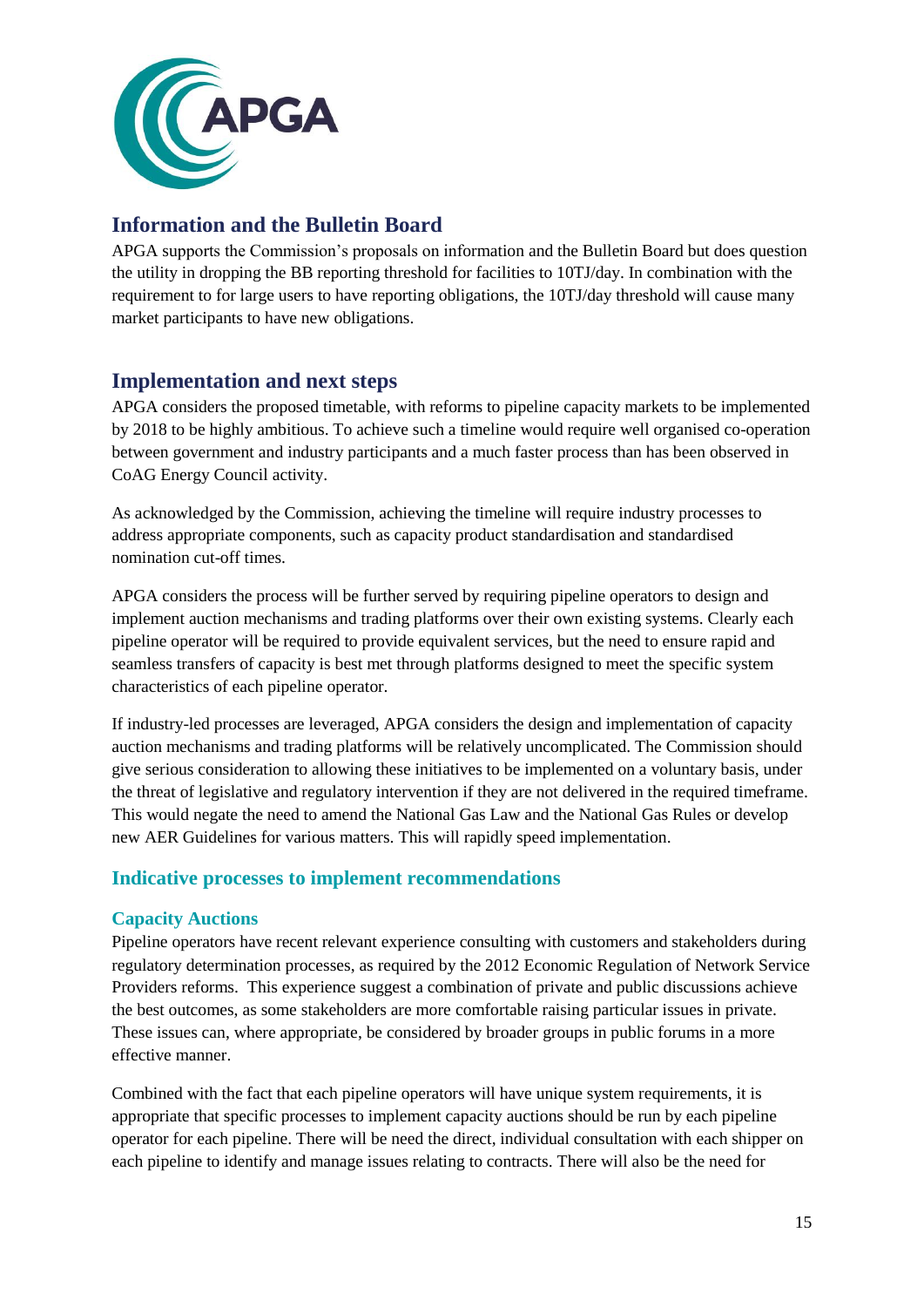## Information and the Bulletin Board

APGA supports the Commission's proposals on information and the Bulletin Board but does question the utility in dropping the BB reporting threshold for facilities to 10TJ/day. In combination with the requirement to for large users to have reporting obligations, the 10TJ/day threshold will cause many market participants to have new obligations.

## Implementation and next steps

APGA considers the proposed timetable, with reforms to pipeline capacity markets to be implemented by 2018 to be highly ambitious. To achieve such a timeline would require well organised co-operation between government and industry participants and a much faster process than has been observed in CoAG Energy Council activity.

As acknowledged by the Commission, achieving the timeline will require industry processes to address appropriate components, such as capacity product standardisation and standardised nomination cut-off times.

APGA considers the process will be further served by requiring pipeline operators to design and implement auction mechanisms and trading platforms over their own existing systems. Clearly each pipeline operator will be required to provide equivalent services, but the need to ensure rapid and seamless transfers of capacity is best met through platforms designed to meet the specific system characteristics of each pipeline operator.

If industry-led processes are leveraged, APGA considers the design and implementation of capacity auction mechanisms and trading platforms will be relatively uncomplicated. The Commission should give serious consideration to allowing these initiatives to be implemented on a voluntary basis, under the threat of legislative and regulatory intervention if they are not delivered in the required timeframe. This would negate the need to amend the National Gas Law and the National Gas Rules or develop new AER Guidelines for various matters. This will rapidly speed implementation.

### Indicative processes to implement recommendations

#### Capacity Auctions

Pipeline operators have recent relevant experience consulting with customers and stakeholders during regulatory determination processes, as required by the 2012 Economic Regulation of Network Service Providers reforms. This experience suggest a combination of private and public discussions achieve the best outcomes, as some stakeholders are more comfortable raising particular issues in private. These issues can, where appropriate, be considered by broader groups in public forums in a more effective manner.

Combined with the fact that each pipeline operators will have unique system requirements, it is appropriate that specific processes to implement capacity auctions should be run by each pipeline operator for each pipeline. There will be need the direct, individual consultation with each shipper on each pipeline to identify and manage issues relating to contracts. There will also be the need for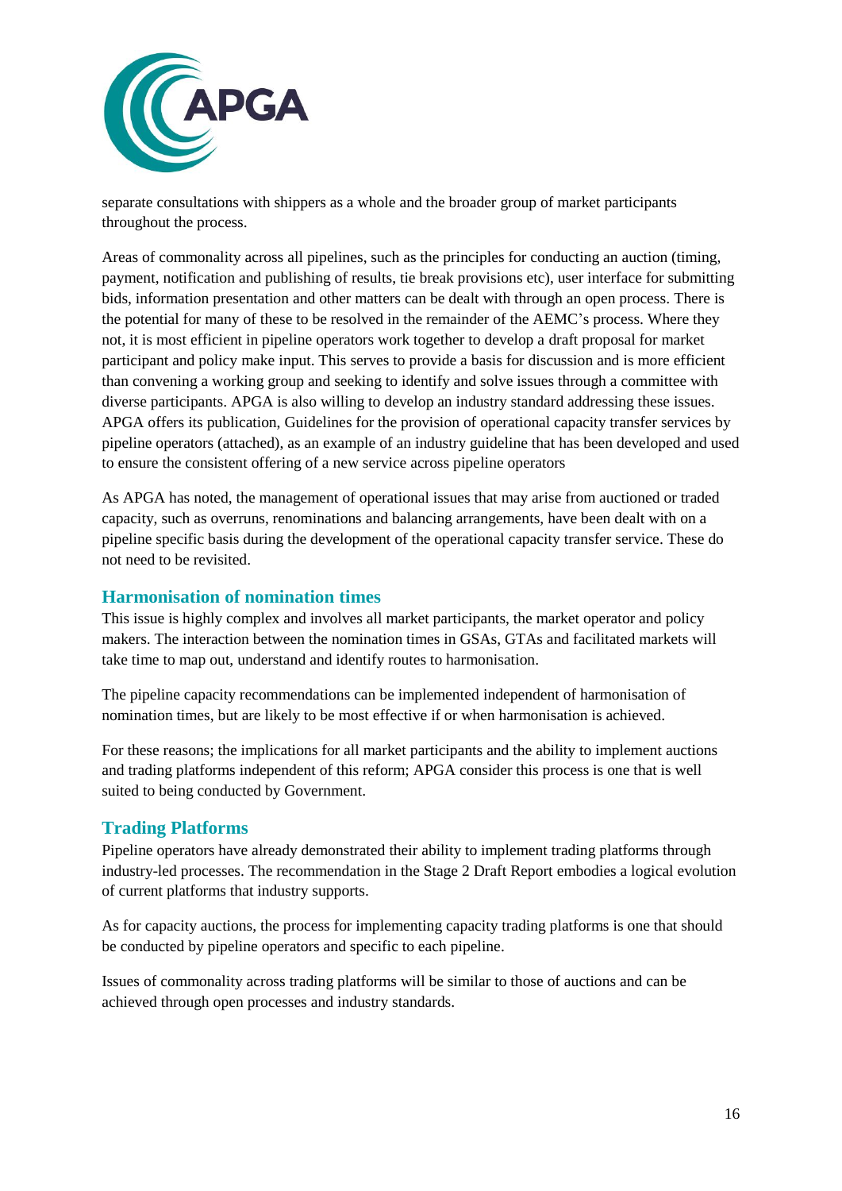separate consultations with shippers as a whole and the broader group of market participants throughout the process.

Areas of commonality across all pipelines, such as the principles for conducting an auction (timing, payment, notification and publishing of results, tie break provisions etc), user interface for submitting bids, information presentation and other matters can be dealt with through an open process. There is the potential for many of these to be resolved in the remainder of the AEMC's process. Where they not, it is most efficient in pipeline operators work together to develop a draft proposal for market participant and policy make input. This serves to provide a basis for discussion and is more efficient than convening a working group and seeking to identify and solve issues through a committee with diverse participants. APGA is also willing to develop an industry standard addressing these issues. APGA offers its publication, Guidelines for the provision of operational capacity transfer services by pipeline operators (attached), as an example of an industry guideline that has been developed and used to ensure the consistent offering of a new service across pipeline operators

As APGA has noted, the management of operational issues that may arise from auctioned or traded capacity, such as overruns, renominations and balancing arrangements, have been dealt with on a pipeline specific basis during the development of the operational capacity transfer service. These do not need to be revisited.

## Harmonisation of nomination times

This issue is highly complex and involves all market participants, the market operator and policy makers. The interaction between the nomination times in GSAs, GTAs and facilitated markets will take time to map out, understand and identify routes to harmonisation.

The pipeline capacity recommendations can be implemented independent of harmonisation of nomination times, but are likely to be most effective if or when harmonisation is achieved.

For these reasons; the implications for all market participants and the ability to implement auctions and trading platforms independent of this reform; APGA consider this process is one that is well suited to being conducted by Government.

## Trading Platforms

Pipeline operators have already demonstrated their ability to implement trading platforms through industry-led processes. The recommendation in the Stage 2 Draft Report embodies a logical evolution of current platforms that industry supports.

As for capacity auctions, the process for implementing capacity trading platforms is one that should be conducted by pipeline operators and specific to each pipeline.

Issues of commonality across trading platforms will be similar to those of auctions and can be achieved through open processes and industry standards.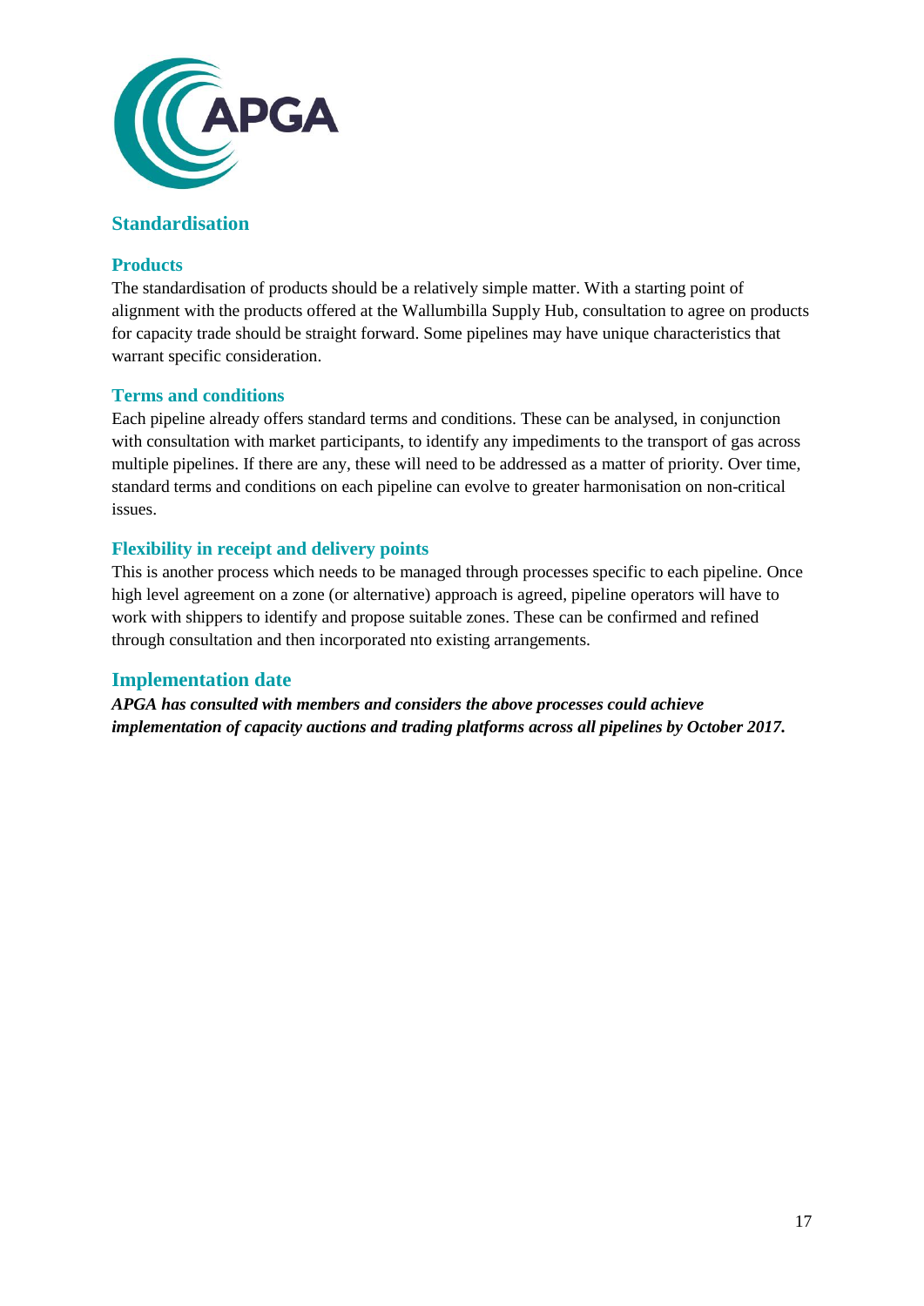## Standardisation

### Products

The standardisation of products should be a relatively simple matter. With a starting point of alignment with the products offered at the Wallumbilla Supply Hub, consultation to agree on products for capacity trade should be straight forward. Some pipelines may have unique characteristics that warrant specific consideration.

### Terms and conditions

Each pipeline already offers standard terms and conditions. These can be analysed, in conjunction with consultation with market participants, to identify any impediments to the transport of gas across multiple pipelines. If there are any, these will need to be addressed as a matter of priority. Over time, standard terms and conditions on each pipeline can evolve to greater harmonisation on non-critical issues.

### Flexibility in receipt and delivery points

This is another process which needs to be managed through processes specific to each pipeline. Once high level agreement on a zone (or alternative) approach is agreed, pipeline operators will have to work with shippers to identify and propose suitable zones. These can be confirmed and refined through consultation and then incorporated nto existing arrangements.

## Implementation date

***APGA has consulted with members and considers the above processes could achieve implementation of capacity auctions and trading platforms across all pipelines by October 2017.***